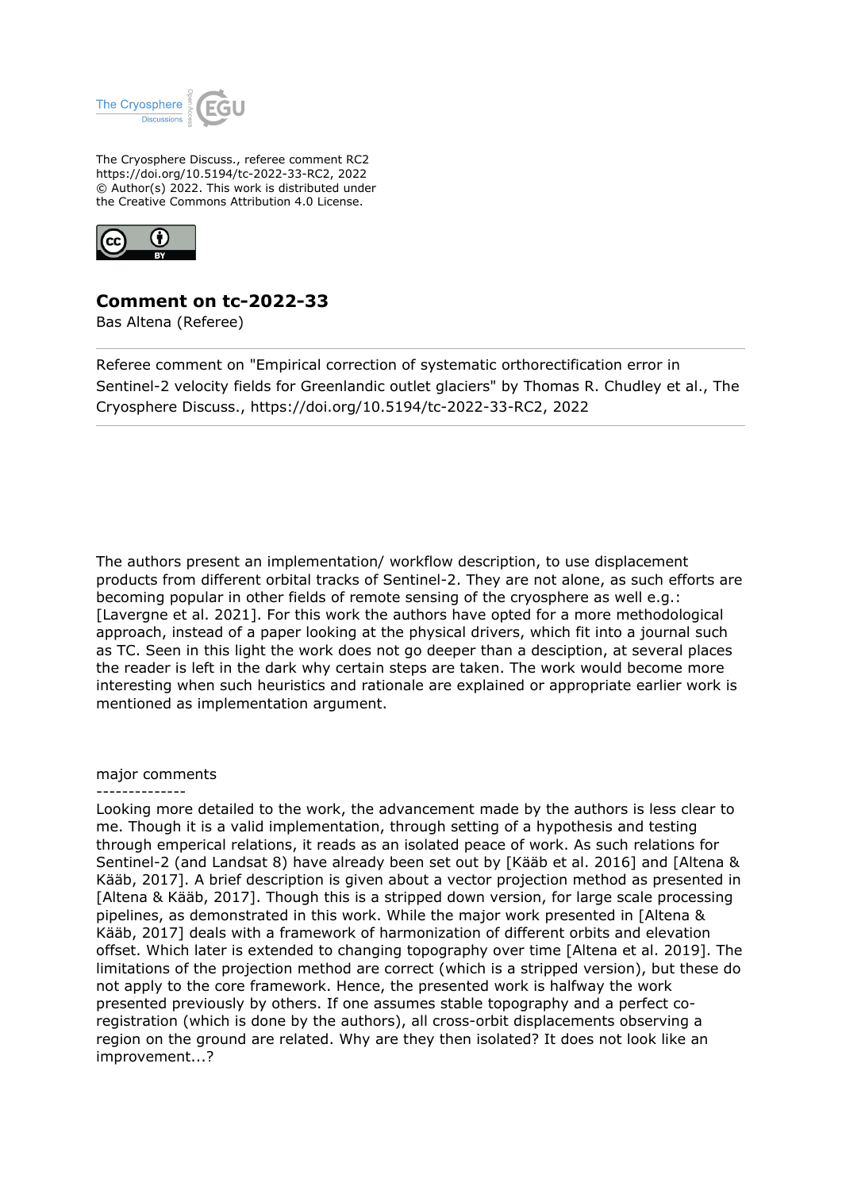The Cryosphere Discuss., referee comment RC2
https://doi.org/10.5194/tc-2022-33-RC2, 2022
© Author(s) 2022. This work is distributed under
the Creative Commons Attribution 4.0 License.

# Comment on tc-2022-33

Bas Altena (Referee)

Referee comment on "Empirical correction of systematic orthorectification error in Sentinel-2 velocity fields for Greenlandic outlet glaciers" by Thomas R. Chudley et al., The Cryosphere Discuss., https://doi.org/10.5194/tc-2022-33-RC2, 2022

The authors present an implementation/ workflow description, to use displacement products from different orbital tracks of Sentinel-2. They are not alone, as such efforts are becoming popular in other fields of remote sensing of the cryosphere as well e.g.: [Lavergne et al. 2021]. For this work the authors have opted for a more methodological approach, instead of a paper looking at the physical drivers, which fit into a journal such as TC. Seen in this light the work does not go deeper than a desciption, at several places the reader is left in the dark why certain steps are taken. The work would become more interesting when such heuristics and rationale are explained or appropriate earlier work is mentioned as implementation argument.

major comments

--------------

Looking more detailed to the work, the advancement made by the authors is less clear to me. Though it is a valid implementation, through setting of a hypothesis and testing through emperical relations, it reads as an isolated peace of work. As such relations for Sentinel-2 (and Landsat 8) have already been set out by [Kääb et al. 2016] and [Altena & Kääb, 2017]. A brief description is given about a vector projection method as presented in [Altena & Kääb, 2017]. Though this is a stripped down version, for large scale processing pipelines, as demonstrated in this work. While the major work presented in [Altena & Kääb, 2017] deals with a framework of harmonization of different orbits and elevation offset. Which later is extended to changing topography over time [Altena et al. 2019]. The limitations of the projection method are correct (which is a stripped version), but these do not apply to the core framework. Hence, the presented work is halfway the work presented previously by others. If one assumes stable topography and a perfect co-registration (which is done by the authors), all cross-orbit displacements observing a region on the ground are related. Why are they then isolated? It does not look like an improvement...?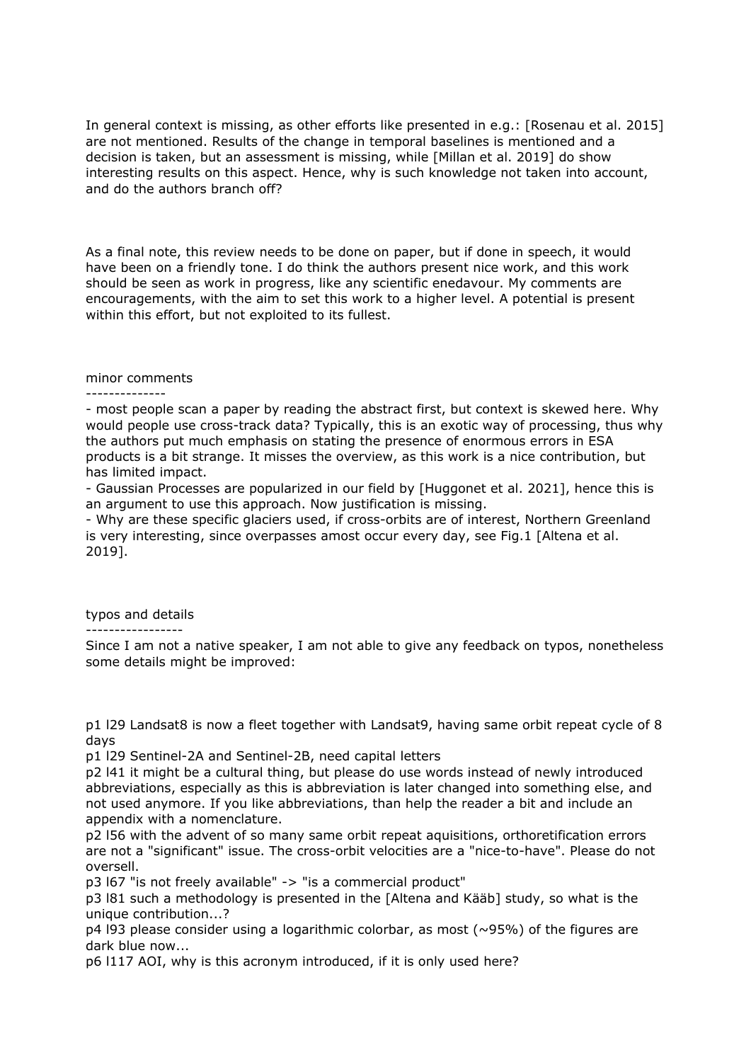In general context is missing, as other efforts like presented in e.g.: [Rosenau et al. 2015] are not mentioned. Results of the change in temporal baselines is mentioned and a decision is taken, but an assessment is missing, while [Millan et al. 2019] do show interesting results on this aspect. Hence, why is such knowledge not taken into account, and do the authors branch off?

As a final note, this review needs to be done on paper, but if done in speech, it would have been on a friendly tone. I do think the authors present nice work, and this work should be seen as work in progress, like any scientific enedavour. My comments are encouragements, with the aim to set this work to a higher level. A potential is present within this effort, but not exploited to its fullest.

minor comments
--------------

- most people scan a paper by reading the abstract first, but context is skewed here. Why would people use cross-track data? Typically, this is an exotic way of processing, thus why the authors put much emphasis on stating the presence of enormous errors in ESA products is a bit strange. It misses the overview, as this work is a nice contribution, but has limited impact.
- Gaussian Processes are popularized in our field by [Huggonet et al. 2021], hence this is an argument to use this approach. Now justification is missing.
- Why are these specific glaciers used, if cross-orbits are of interest, Northern Greenland is very interesting, since overpasses amost occur every day, see Fig.1 [Altena et al. 2019].

typos and details
-----------------

Since I am not a native speaker, I am not able to give any feedback on typos, nonetheless some details might be improved:

p1 l29 Landsat8 is now a fleet together with Landsat9, having same orbit repeat cycle of 8 days
p1 l29 Sentinel-2A and Sentinel-2B, need capital letters
p2 l41 it might be a cultural thing, but please do use words instead of newly introduced abbreviations, especially as this is abbreviation is later changed into something else, and not used anymore. If you like abbreviations, than help the reader a bit and include an appendix with a nomenclature.
p2 l56 with the advent of so many same orbit repeat aquisitions, orthoretification errors are not a "significant" issue. The cross-orbit velocities are a "nice-to-have". Please do not oversell.
p3 l67 "is not freely available" -> "is a commercial product"
p3 l81 such a methodology is presented in the [Altena and Kääb] study, so what is the unique contribution...?
p4 l93 please consider using a logarithmic colorbar, as most (~95%) of the figures are dark blue now...
p6 l117 AOI, why is this acronym introduced, if it is only used here?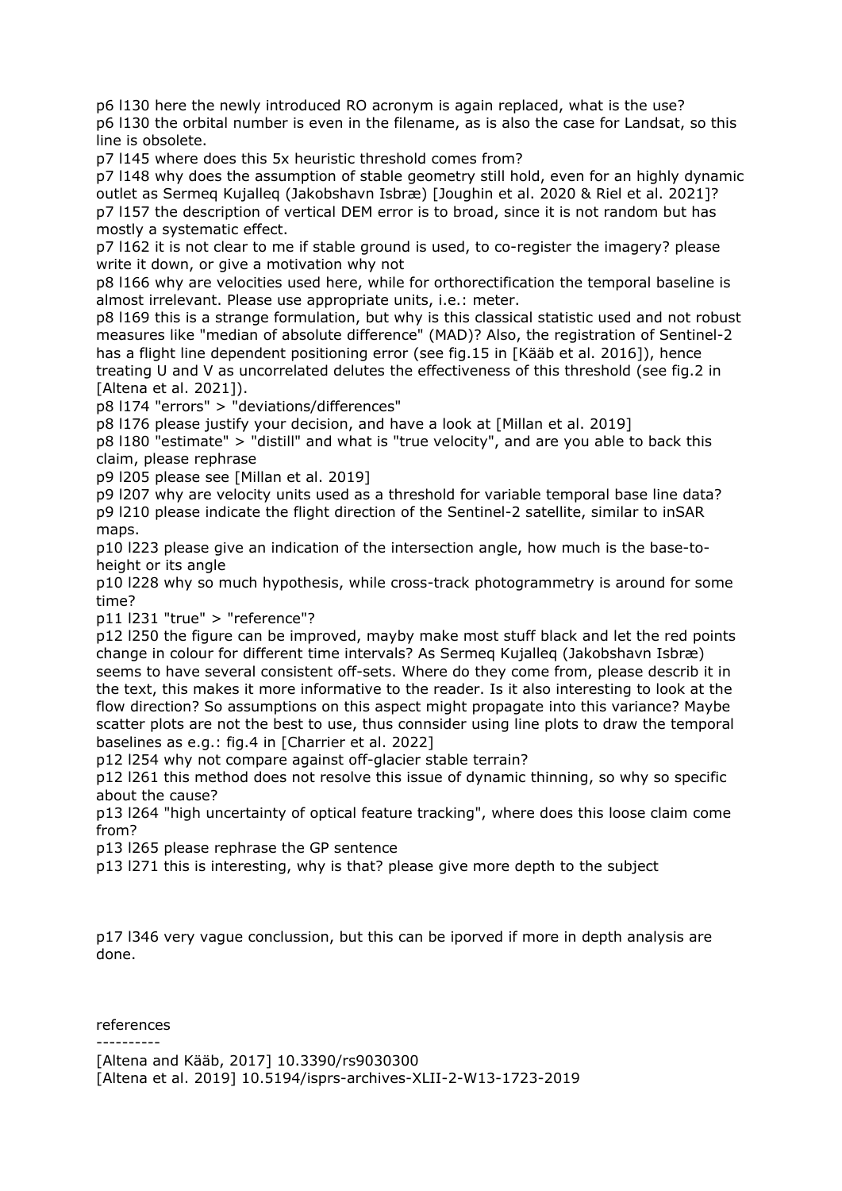p6 l130 here the newly introduced RO acronym is again replaced, what is the use?
p6 l130 the orbital number is even in the filename, as is also the case for Landsat, so this line is obsolete.
p7 l145 where does this 5x heuristic threshold comes from?
p7 l148 why does the assumption of stable geometry still hold, even for an highly dynamic outlet as Sermeq Kujalleq (Jakobshavn Isbræ) [Joughin et al. 2020 & Riel et al. 2021]?
p7 l157 the description of vertical DEM error is to broad, since it is not random but has mostly a systematic effect.
p7 l162 it is not clear to me if stable ground is used, to co-register the imagery? please write it down, or give a motivation why not
p8 l166 why are velocities used here, while for orthorectification the temporal baseline is almost irrelevant. Please use appropriate units, i.e.: meter.
p8 l169 this is a strange formulation, but why is this classical statistic used and not robust measures like "median of absolute difference" (MAD)? Also, the registration of Sentinel-2 has a flight line dependent positioning error (see fig.15 in [Kääb et al. 2016]), hence treating U and V as uncorrelated delutes the effectiveness of this threshold (see fig.2 in [Altena et al. 2021]).
p8 l174 "errors" > "deviations/differences"
p8 l176 please justify your decision, and have a look at [Millan et al. 2019]
p8 l180 "estimate" > "distill" and what is "true velocity", and are you able to back this claim, please rephrase
p9 l205 please see [Millan et al. 2019]
p9 l207 why are velocity units used as a threshold for variable temporal base line data?
p9 l210 please indicate the flight direction of the Sentinel-2 satellite, similar to inSAR maps.
p10 l223 please give an indication of the intersection angle, how much is the base-to-height or its angle
p10 l228 why so much hypothesis, while cross-track photogrammetry is around for some time?
p11 l231 "true" > "reference"?
p12 l250 the figure can be improved, mayby make most stuff black and let the red points change in colour for different time intervals? As Sermeq Kujalleq (Jakobshavn Isbræ) seems to have several consistent off-sets. Where do they come from, please describ it in the text, this makes it more informative to the reader. Is it also interesting to look at the flow direction? So assumptions on this aspect might propagate into this variance? Maybe scatter plots are not the best to use, thus connsider using line plots to draw the temporal baselines as e.g.: fig.4 in [Charrier et al. 2022]
p12 l254 why not compare against off-glacier stable terrain?
p12 l261 this method does not resolve this issue of dynamic thinning, so why so specific about the cause?
p13 l264 "high uncertainty of optical feature tracking", where does this loose claim come from?
p13 l265 please rephrase the GP sentence
p13 l271 this is interesting, why is that? please give more depth to the subject

p17 l346 very vague conclussion, but this can be iporved if more in depth analysis are done.

references
----------
[Altena and Kääb, 2017] 10.3390/rs9030300
[Altena et al. 2019] 10.5194/isprs-archives-XLII-2-W13-1723-2019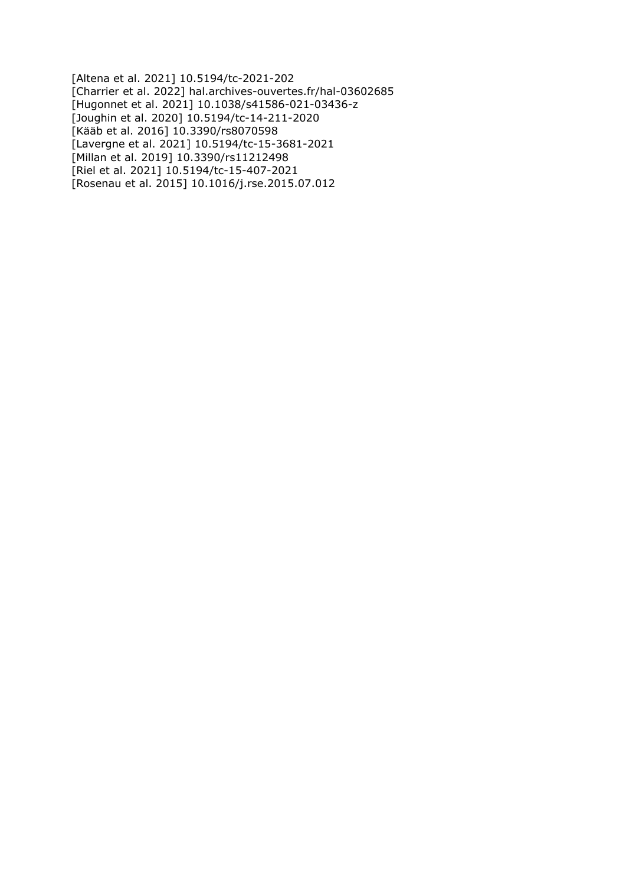[Altena et al. 2021] 10.5194/tc-2021-202
[Charrier et al. 2022] hal.archives-ouvertes.fr/hal-03602685
[Hugonnet et al. 2021] 10.1038/s41586-021-03436-z
[Joughin et al. 2020] 10.5194/tc-14-211-2020
[Kääb et al. 2016] 10.3390/rs8070598
[Lavergne et al. 2021] 10.5194/tc-15-3681-2021
[Millan et al. 2019] 10.3390/rs11212498
[Riel et al. 2021] 10.5194/tc-15-407-2021
[Rosenau et al. 2015] 10.1016/j.rse.2015.07.012